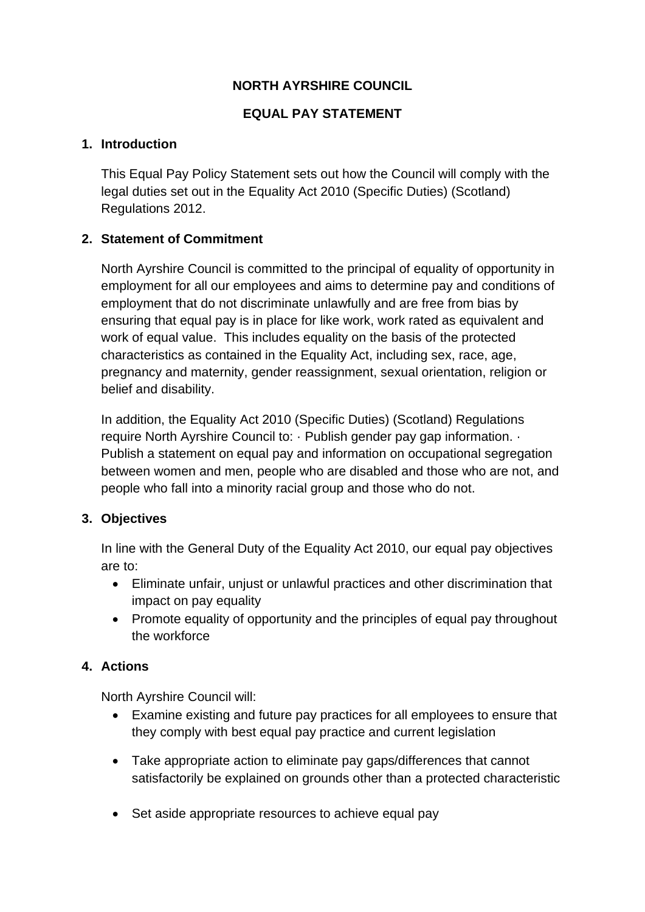**NORTH AYRSHIRE COUNCIL**

**EQUAL PAY STATEMENT**

## 1. Introduction

This Equal Pay Policy Statement sets out how the Council will comply with the legal duties set out in the Equality Act 2010 (Specific Duties) (Scotland) Regulations 2012.

## 2. Statement of Commitment

North Ayrshire Council is committed to the principal of equality of opportunity in employment for all our employees and aims to determine pay and conditions of employment that do not discriminate unlawfully and are free from bias by ensuring that equal pay is in place for like work, work rated as equivalent and work of equal value. This includes equality on the basis of the protected characteristics as contained in the Equality Act, including sex, race, age, pregnancy and maternity, gender reassignment, sexual orientation, religion or belief and disability.

In addition, the Equality Act 2010 (Specific Duties) (Scotland) Regulations require North Ayrshire Council to: · Publish gender pay gap information. · Publish a statement on equal pay and information on occupational segregation between women and men, people who are disabled and those who are not, and people who fall into a minority racial group and those who do not.

## 3. Objectives

In line with the General Duty of the Equality Act 2010, our equal pay objectives are to:

- Eliminate unfair, unjust or unlawful practices and other discrimination that impact on pay equality
- Promote equality of opportunity and the principles of equal pay throughout the workforce

## 4. Actions

North Ayrshire Council will:

- Examine existing and future pay practices for all employees to ensure that they comply with best equal pay practice and current legislation
- Take appropriate action to eliminate pay gaps/differences that cannot satisfactorily be explained on grounds other than a protected characteristic
- Set aside appropriate resources to achieve equal pay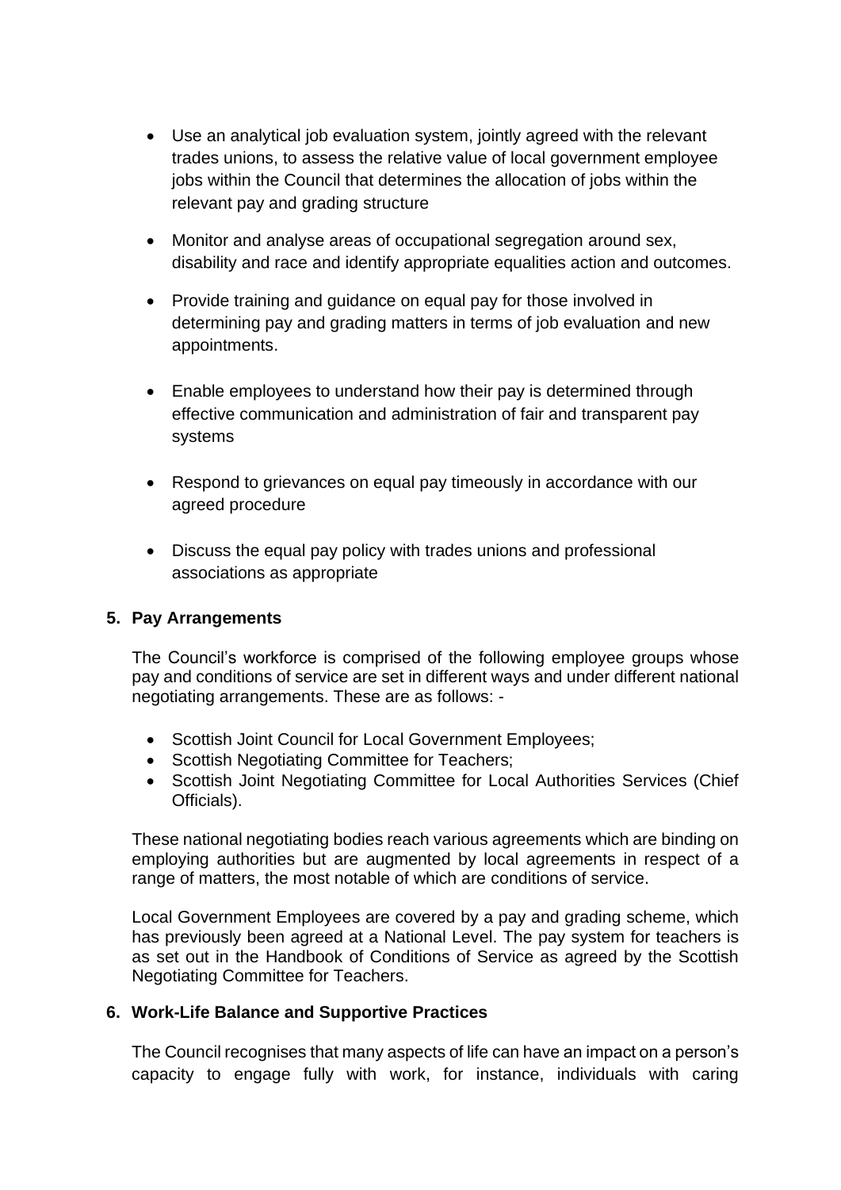- Use an analytical job evaluation system, jointly agreed with the relevant trades unions, to assess the relative value of local government employee jobs within the Council that determines the allocation of jobs within the relevant pay and grading structure

- Monitor and analyse areas of occupational segregation around sex, disability and race and identify appropriate equalities action and outcomes.

- Provide training and guidance on equal pay for those involved in determining pay and grading matters in terms of job evaluation and new appointments.

- Enable employees to understand how their pay is determined through effective communication and administration of fair and transparent pay systems

- Respond to grievances on equal pay timeously in accordance with our agreed procedure

- Discuss the equal pay policy with trades unions and professional associations as appropriate

## 5. Pay Arrangements

The Council's workforce is comprised of the following employee groups whose pay and conditions of service are set in different ways and under different national negotiating arrangements. These are as follows: -

- Scottish Joint Council for Local Government Employees;
- Scottish Negotiating Committee for Teachers;
- Scottish Joint Negotiating Committee for Local Authorities Services (Chief Officials).

These national negotiating bodies reach various agreements which are binding on employing authorities but are augmented by local agreements in respect of a range of matters, the most notable of which are conditions of service.

Local Government Employees are covered by a pay and grading scheme, which has previously been agreed at a National Level. The pay system for teachers is as set out in the Handbook of Conditions of Service as agreed by the Scottish Negotiating Committee for Teachers.

## 6. Work-Life Balance and Supportive Practices

The Council recognises that many aspects of life can have an impact on a person's capacity to engage fully with work, for instance, individuals with caring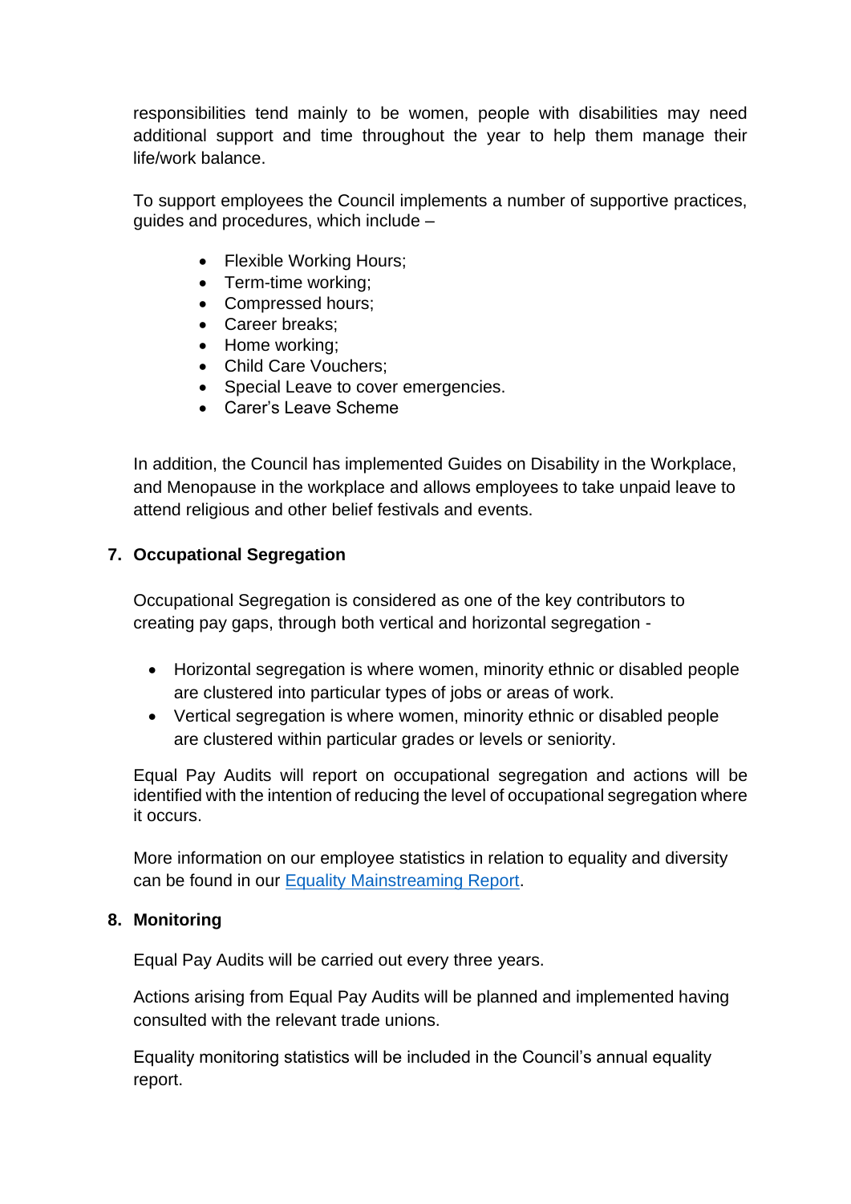responsibilities tend mainly to be women, people with disabilities may need additional support and time throughout the year to help them manage their life/work balance.

To support employees the Council implements a number of supportive practices, guides and procedures, which include –

- Flexible Working Hours;
- Term-time working;
- Compressed hours;
- Career breaks;
- Home working;
- Child Care Vouchers;
- Special Leave to cover emergencies.
- Carer's Leave Scheme

In addition, the Council has implemented Guides on Disability in the Workplace, and Menopause in the workplace and allows employees to take unpaid leave to attend religious and other belief festivals and events.

## 7. Occupational Segregation

Occupational Segregation is considered as one of the key contributors to creating pay gaps, through both vertical and horizontal segregation -

- Horizontal segregation is where women, minority ethnic or disabled people are clustered into particular types of jobs or areas of work.
- Vertical segregation is where women, minority ethnic or disabled people are clustered within particular grades or levels or seniority.

Equal Pay Audits will report on occupational segregation and actions will be identified with the intention of reducing the level of occupational segregation where it occurs.

More information on our employee statistics in relation to equality and diversity can be found in our Equality Mainstreaming Report.

## 8. Monitoring

Equal Pay Audits will be carried out every three years.

Actions arising from Equal Pay Audits will be planned and implemented having consulted with the relevant trade unions.

Equality monitoring statistics will be included in the Council's annual equality report.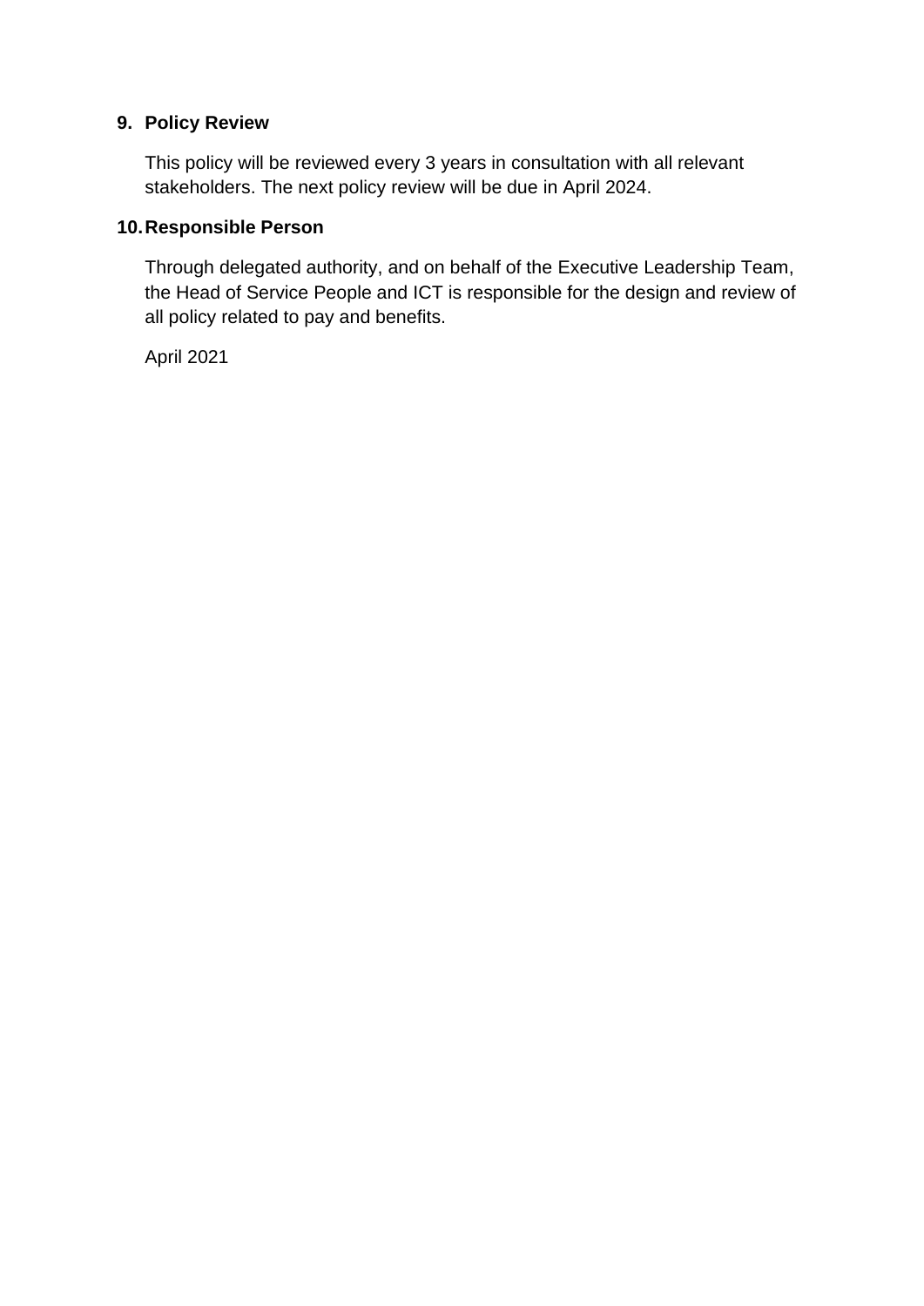## 9. Policy Review

This policy will be reviewed every 3 years in consultation with all relevant stakeholders. The next policy review will be due in April 2024.

## 10. Responsible Person

Through delegated authority, and on behalf of the Executive Leadership Team, the Head of Service People and ICT is responsible for the design and review of all policy related to pay and benefits.

April 2021